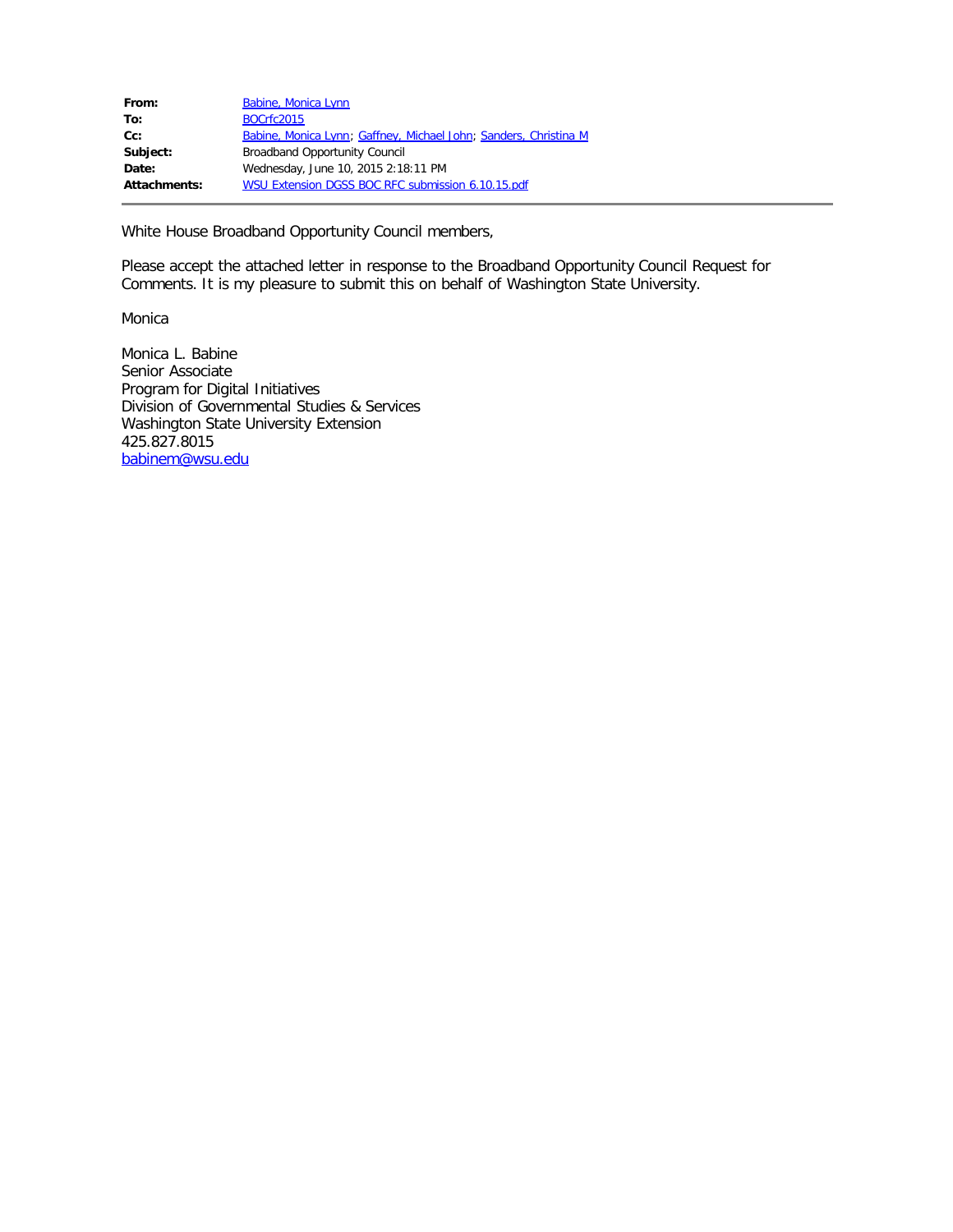| | |
|---|---|
| **From:** | Babine, Monica Lynn |
| **To:** | BOCrfc2015 |
| **Cc:** | Babine, Monica Lynn; Gaffney, Michael John; Sanders, Christina M |
| **Subject:** | Broadband Opportunity Council |
| **Date:** | Wednesday, June 10, 2015 2:18:11 PM |
| **Attachments:** | WSU Extension DGSS BOC RFC submission 6.10.15.pdf |

White House Broadband Opportunity Council members,

Please accept the attached letter in response to the Broadband Opportunity Council Request for Comments. It is my pleasure to submit this on behalf of Washington State University.

Monica

Monica L. Babine
Senior Associate
Program for Digital Initiatives
Division of Governmental Studies & Services
Washington State University Extension
425.827.8015
babinem@wsu.edu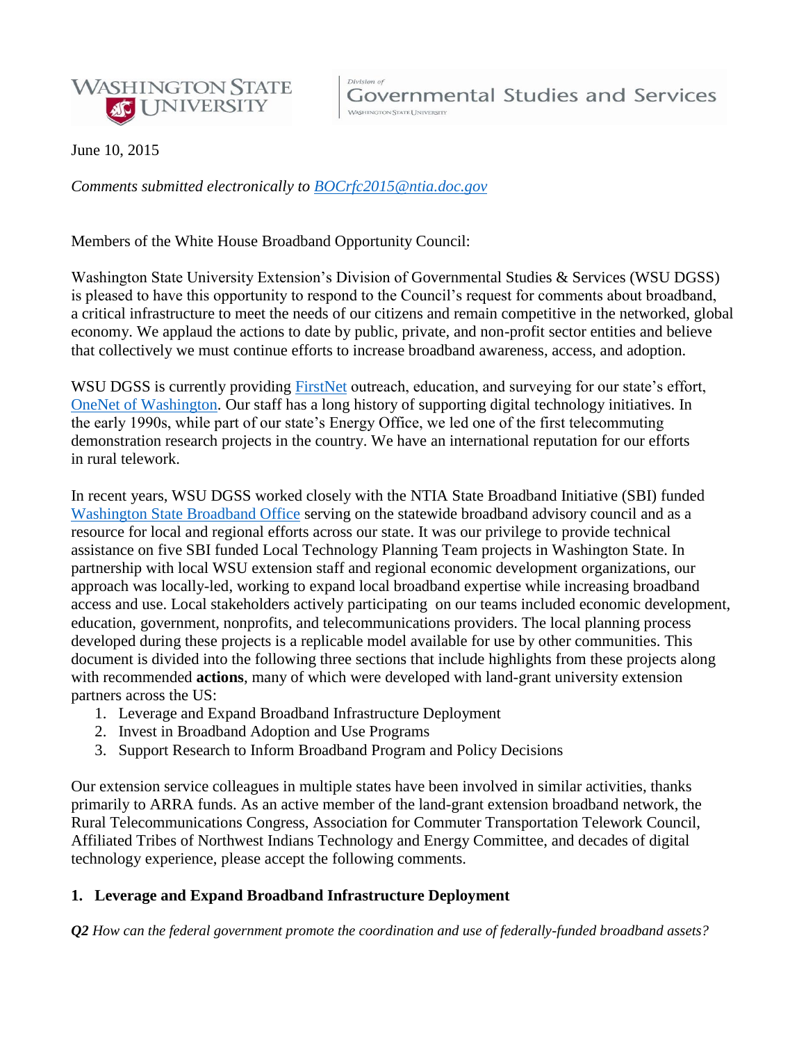June 10, 2015

*Comments submitted electronically to [BOCrfc2015@ntia.doc.gov](mailto:BOCrfc2015@ntia.doc.gov)*

Members of the White House Broadband Opportunity Council:

Washington State University Extension's Division of Governmental Studies & Services (WSU DGSS) is pleased to have this opportunity to respond to the Council's request for comments about broadband, a critical infrastructure to meet the needs of our citizens and remain competitive in the networked, global economy. We applaud the actions to date by public, private, and non-profit sector entities and believe that collectively we must continue efforts to increase broadband awareness, access, and adoption.

WSU DGSS is currently providing FirstNet outreach, education, and surveying for our state's effort, OneNet of Washington. Our staff has a long history of supporting digital technology initiatives. In the early 1990s, while part of our state's Energy Office, we led one of the first telecommuting demonstration research projects in the country. We have an international reputation for our efforts in rural telework.

In recent years, WSU DGSS worked closely with the NTIA State Broadband Initiative (SBI) funded Washington State Broadband Office serving on the statewide broadband advisory council and as a resource for local and regional efforts across our state. It was our privilege to provide technical assistance on five SBI funded Local Technology Planning Team projects in Washington State. In partnership with local WSU extension staff and regional economic development organizations, our approach was locally-led, working to expand local broadband expertise while increasing broadband access and use. Local stakeholders actively participating on our teams included economic development, education, government, nonprofits, and telecommunications providers. The local planning process developed during these projects is a replicable model available for use by other communities. This document is divided into the following three sections that include highlights from these projects along with recommended **actions**, many of which were developed with land-grant university extension partners across the US:

1. Leverage and Expand Broadband Infrastructure Deployment
2. Invest in Broadband Adoption and Use Programs
3. Support Research to Inform Broadband Program and Policy Decisions

Our extension service colleagues in multiple states have been involved in similar activities, thanks primarily to ARRA funds. As an active member of the land-grant extension broadband network, the Rural Telecommunications Congress, Association for Commuter Transportation Telework Council, Affiliated Tribes of Northwest Indians Technology and Energy Committee, and decades of digital technology experience, please accept the following comments.

## 1. Leverage and Expand Broadband Infrastructure Deployment

***Q2*** *How can the federal government promote the coordination and use of federally-funded broadband assets?*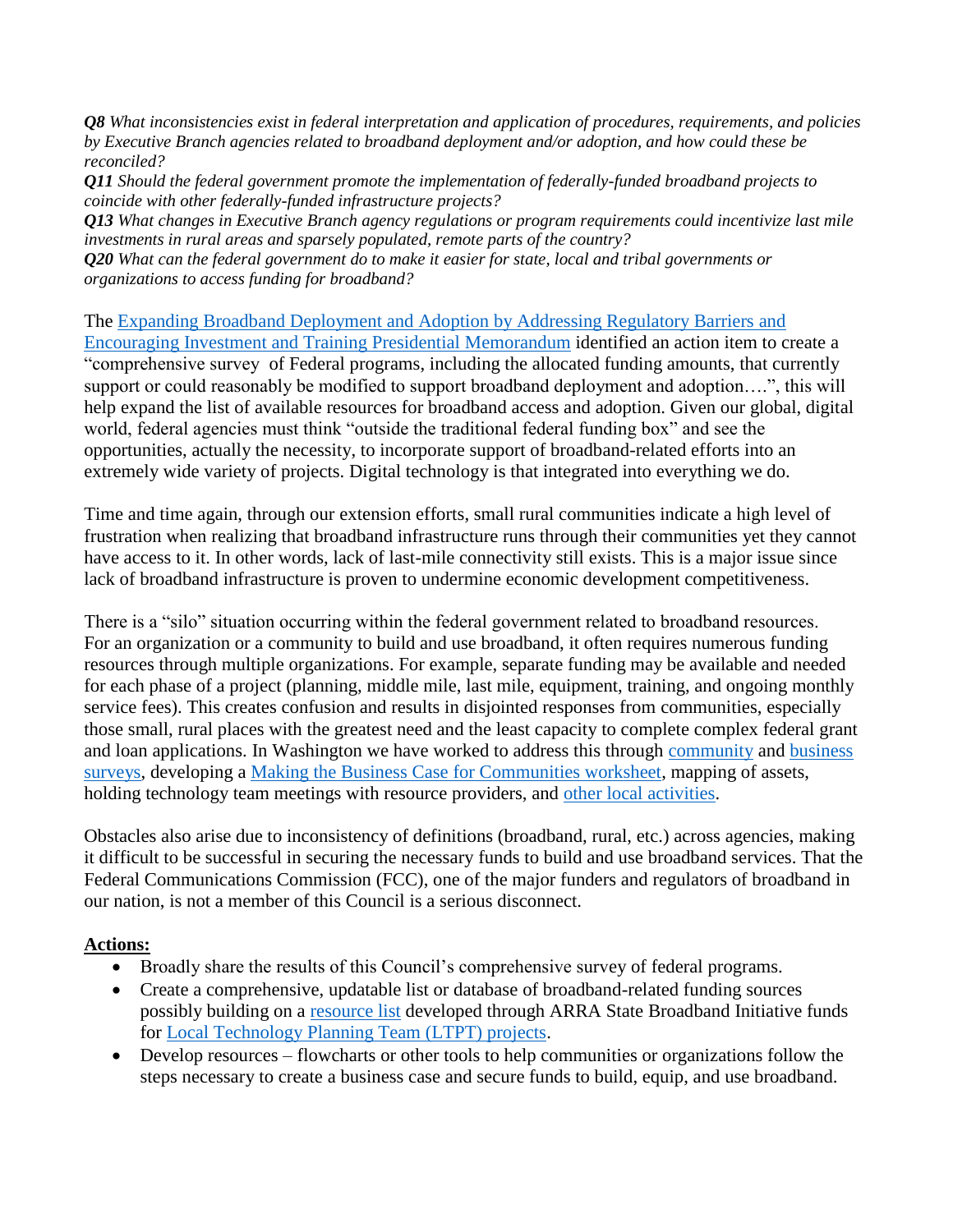***Q8** What inconsistencies exist in federal interpretation and application of procedures, requirements, and policies by Executive Branch agencies related to broadband deployment and/or adoption, and how could these be reconciled?*
***Q11** Should the federal government promote the implementation of federally-funded broadband projects to coincide with other federally-funded infrastructure projects?*
***Q13** What changes in Executive Branch agency regulations or program requirements could incentivize last mile investments in rural areas and sparsely populated, remote parts of the country?*
***Q20** What can the federal government do to make it easier for state, local and tribal governments or organizations to access funding for broadband?*

The Expanding Broadband Deployment and Adoption by Addressing Regulatory Barriers and Encouraging Investment and Training Presidential Memorandum identified an action item to create a "comprehensive survey of Federal programs, including the allocated funding amounts, that currently support or could reasonably be modified to support broadband deployment and adoption….", this will help expand the list of available resources for broadband access and adoption. Given our global, digital world, federal agencies must think "outside the traditional federal funding box" and see the opportunities, actually the necessity, to incorporate support of broadband-related efforts into an extremely wide variety of projects. Digital technology is that integrated into everything we do.

Time and time again, through our extension efforts, small rural communities indicate a high level of frustration when realizing that broadband infrastructure runs through their communities yet they cannot have access to it. In other words, lack of last-mile connectivity still exists. This is a major issue since lack of broadband infrastructure is proven to undermine economic development competitiveness.

There is a "silo" situation occurring within the federal government related to broadband resources. For an organization or a community to build and use broadband, it often requires numerous funding resources through multiple organizations. For example, separate funding may be available and needed for each phase of a project (planning, middle mile, last mile, equipment, training, and ongoing monthly service fees). This creates confusion and results in disjointed responses from communities, especially those small, rural places with the greatest need and the least capacity to complete complex federal grant and loan applications. In Washington we have worked to address this through community and business surveys, developing a Making the Business Case for Communities worksheet, mapping of assets, holding technology team meetings with resource providers, and other local activities.

Obstacles also arise due to inconsistency of definitions (broadband, rural, etc.) across agencies, making it difficult to be successful in securing the necessary funds to build and use broadband services. That the Federal Communications Commission (FCC), one of the major funders and regulators of broadband in our nation, is not a member of this Council is a serious disconnect.

**Actions:**

- Broadly share the results of this Council's comprehensive survey of federal programs.
- Create a comprehensive, updatable list or database of broadband-related funding sources possibly building on a resource list developed through ARRA State Broadband Initiative funds for Local Technology Planning Team (LTPT) projects.
- Develop resources – flowcharts or other tools to help communities or organizations follow the steps necessary to create a business case and secure funds to build, equip, and use broadband.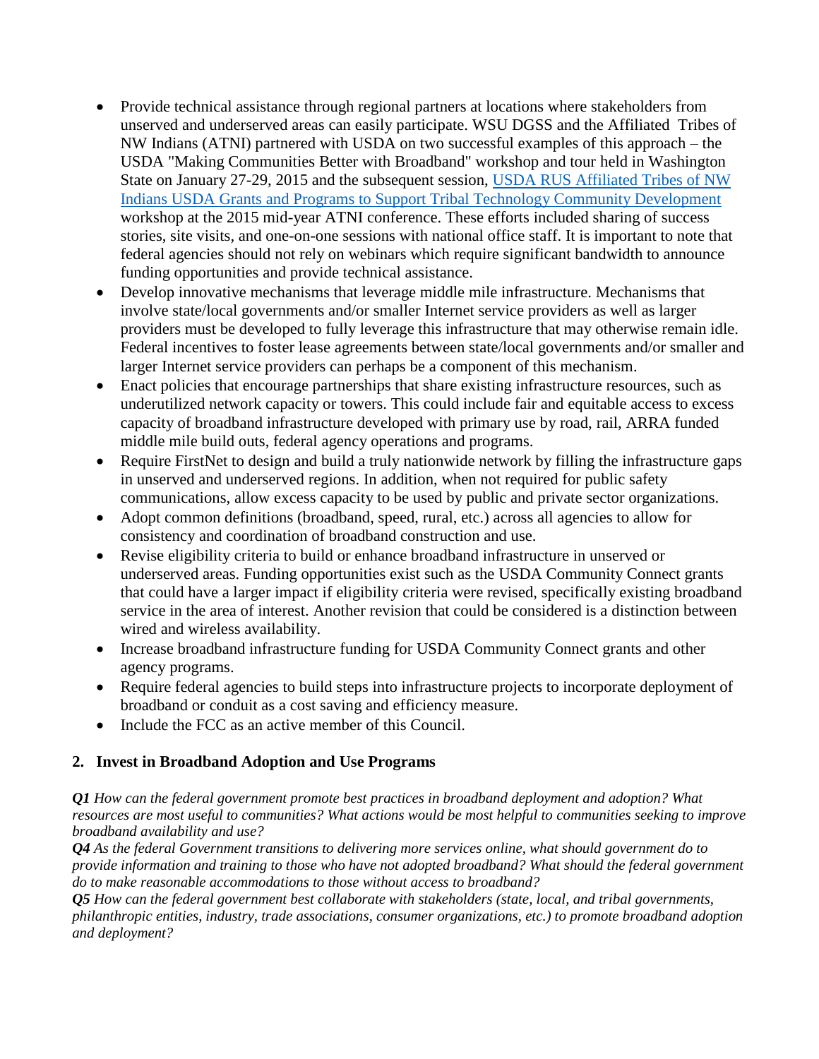- Provide technical assistance through regional partners at locations where stakeholders from unserved and underserved areas can easily participate. WSU DGSS and the Affiliated Tribes of NW Indians (ATNI) partnered with USDA on two successful examples of this approach – the USDA "Making Communities Better with Broadband" workshop and tour held in Washington State on January 27-29, 2015 and the subsequent session, USDA RUS Affiliated Tribes of NW Indians USDA Grants and Programs to Support Tribal Technology Community Development workshop at the 2015 mid-year ATNI conference. These efforts included sharing of success stories, site visits, and one-on-one sessions with national office staff. It is important to note that federal agencies should not rely on webinars which require significant bandwidth to announce funding opportunities and provide technical assistance.
- Develop innovative mechanisms that leverage middle mile infrastructure. Mechanisms that involve state/local governments and/or smaller Internet service providers as well as larger providers must be developed to fully leverage this infrastructure that may otherwise remain idle. Federal incentives to foster lease agreements between state/local governments and/or smaller and larger Internet service providers can perhaps be a component of this mechanism.
- Enact policies that encourage partnerships that share existing infrastructure resources, such as underutilized network capacity or towers. This could include fair and equitable access to excess capacity of broadband infrastructure developed with primary use by road, rail, ARRA funded middle mile build outs, federal agency operations and programs.
- Require FirstNet to design and build a truly nationwide network by filling the infrastructure gaps in unserved and underserved regions. In addition, when not required for public safety communications, allow excess capacity to be used by public and private sector organizations.
- Adopt common definitions (broadband, speed, rural, etc.) across all agencies to allow for consistency and coordination of broadband construction and use.
- Revise eligibility criteria to build or enhance broadband infrastructure in unserved or underserved areas. Funding opportunities exist such as the USDA Community Connect grants that could have a larger impact if eligibility criteria were revised, specifically existing broadband service in the area of interest. Another revision that could be considered is a distinction between wired and wireless availability.
- Increase broadband infrastructure funding for USDA Community Connect grants and other agency programs.
- Require federal agencies to build steps into infrastructure projects to incorporate deployment of broadband or conduit as a cost saving and efficiency measure.
- Include the FCC as an active member of this Council.

## 2. Invest in Broadband Adoption and Use Programs

***Q1*** *How can the federal government promote best practices in broadband deployment and adoption? What resources are most useful to communities? What actions would be most helpful to communities seeking to improve broadband availability and use?*

***Q4*** *As the federal Government transitions to delivering more services online, what should government do to provide information and training to those who have not adopted broadband? What should the federal government do to make reasonable accommodations to those without access to broadband?*

***Q5*** *How can the federal government best collaborate with stakeholders (state, local, and tribal governments, philanthropic entities, industry, trade associations, consumer organizations, etc.) to promote broadband adoption and deployment?*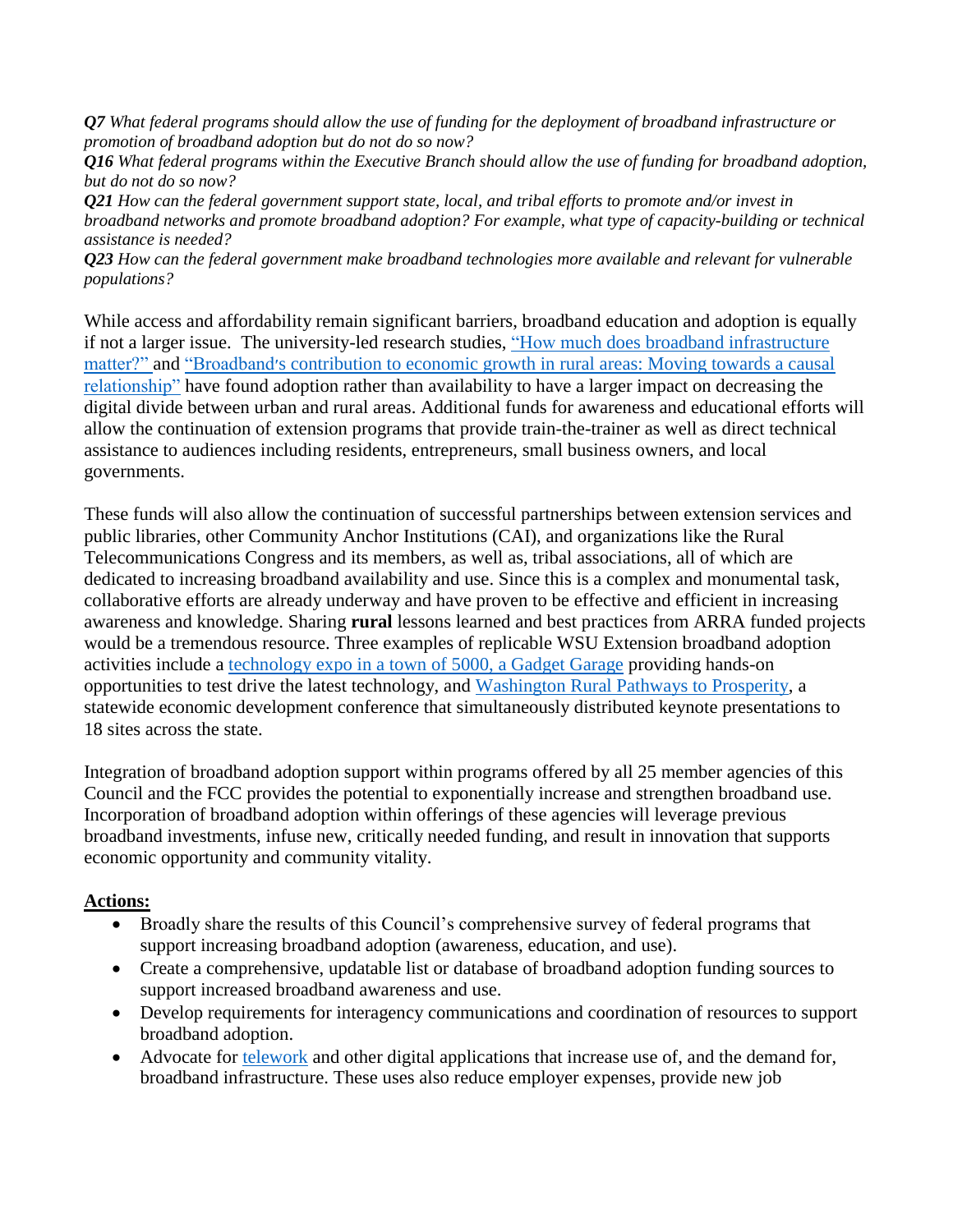***Q7** What federal programs should allow the use of funding for the deployment of broadband infrastructure or promotion of broadband adoption but do not do so now?*
***Q16** What federal programs within the Executive Branch should allow the use of funding for broadband adoption, but do not do so now?*
***Q21** How can the federal government support state, local, and tribal efforts to promote and/or invest in broadband networks and promote broadband adoption? For example, what type of capacity-building or technical assistance is needed?*
***Q23** How can the federal government make broadband technologies more available and relevant for vulnerable populations?*

While access and affordability remain significant barriers, broadband education and adoption is equally if not a larger issue. The university-led research studies, "How much does broadband infrastructure matter?" and "Broadband's contribution to economic growth in rural areas: Moving towards a causal relationship" have found adoption rather than availability to have a larger impact on decreasing the digital divide between urban and rural areas. Additional funds for awareness and educational efforts will allow the continuation of extension programs that provide train-the-trainer as well as direct technical assistance to audiences including residents, entrepreneurs, small business owners, and local governments.

These funds will also allow the continuation of successful partnerships between extension services and public libraries, other Community Anchor Institutions (CAI), and organizations like the Rural Telecommunications Congress and its members, as well as, tribal associations, all of which are dedicated to increasing broadband availability and use. Since this is a complex and monumental task, collaborative efforts are already underway and have proven to be effective and efficient in increasing awareness and knowledge. Sharing **rural** lessons learned and best practices from ARRA funded projects would be a tremendous resource. Three examples of replicable WSU Extension broadband adoption activities include a technology expo in a town of 5000, a Gadget Garage providing hands-on opportunities to test drive the latest technology, and Washington Rural Pathways to Prosperity, a statewide economic development conference that simultaneously distributed keynote presentations to 18 sites across the state.

Integration of broadband adoption support within programs offered by all 25 member agencies of this Council and the FCC provides the potential to exponentially increase and strengthen broadband use. Incorporation of broadband adoption within offerings of these agencies will leverage previous broadband investments, infuse new, critically needed funding, and result in innovation that supports economic opportunity and community vitality.

**Actions:**

- Broadly share the results of this Council's comprehensive survey of federal programs that support increasing broadband adoption (awareness, education, and use).
- Create a comprehensive, updatable list or database of broadband adoption funding sources to support increased broadband awareness and use.
- Develop requirements for interagency communications and coordination of resources to support broadband adoption.
- Advocate for telework and other digital applications that increase use of, and the demand for, broadband infrastructure. These uses also reduce employer expenses, provide new job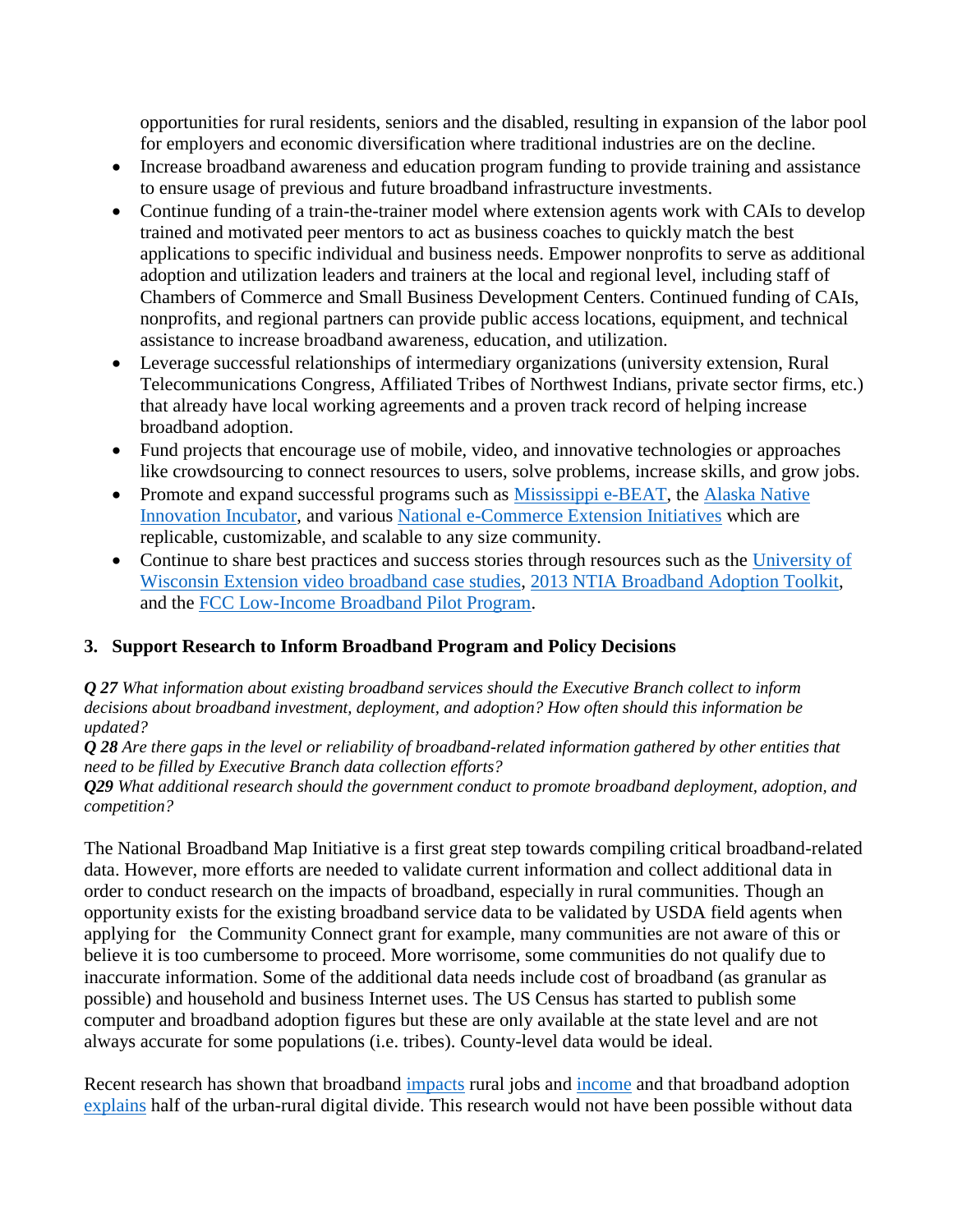opportunities for rural residents, seniors and the disabled, resulting in expansion of the labor pool for employers and economic diversification where traditional industries are on the decline.

- Increase broadband awareness and education program funding to provide training and assistance to ensure usage of previous and future broadband infrastructure investments.
- Continue funding of a train-the-trainer model where extension agents work with CAIs to develop trained and motivated peer mentors to act as business coaches to quickly match the best applications to specific individual and business needs. Empower nonprofits to serve as additional adoption and utilization leaders and trainers at the local and regional level, including staff of Chambers of Commerce and Small Business Development Centers. Continued funding of CAIs, nonprofits, and regional partners can provide public access locations, equipment, and technical assistance to increase broadband awareness, education, and utilization.
- Leverage successful relationships of intermediary organizations (university extension, Rural Telecommunications Congress, Affiliated Tribes of Northwest Indians, private sector firms, etc.) that already have local working agreements and a proven track record of helping increase broadband adoption.
- Fund projects that encourage use of mobile, video, and innovative technologies or approaches like crowdsourcing to connect resources to users, solve problems, increase skills, and grow jobs.
- Promote and expand successful programs such as Mississippi e-BEAT, the Alaska Native Innovation Incubator, and various National e-Commerce Extension Initiatives which are replicable, customizable, and scalable to any size community.
- Continue to share best practices and success stories through resources such as the University of Wisconsin Extension video broadband case studies, 2013 NTIA Broadband Adoption Toolkit, and the FCC Low-Income Broadband Pilot Program.

### 3. Support Research to Inform Broadband Program and Policy Decisions

***Q 27*** *What information about existing broadband services should the Executive Branch collect to inform decisions about broadband investment, deployment, and adoption? How often should this information be updated?*

***Q 28*** *Are there gaps in the level or reliability of broadband-related information gathered by other entities that need to be filled by Executive Branch data collection efforts?*

***Q29*** *What additional research should the government conduct to promote broadband deployment, adoption, and competition?*

The National Broadband Map Initiative is a first great step towards compiling critical broadband-related data. However, more efforts are needed to validate current information and collect additional data in order to conduct research on the impacts of broadband, especially in rural communities. Though an opportunity exists for the existing broadband service data to be validated by USDA field agents when applying for the Community Connect grant for example, many communities are not aware of this or believe it is too cumbersome to proceed. More worrisome, some communities do not qualify due to inaccurate information. Some of the additional data needs include cost of broadband (as granular as possible) and household and business Internet uses. The US Census has started to publish some computer and broadband adoption figures but these are only available at the state level and are not always accurate for some populations (i.e. tribes). County-level data would be ideal.

Recent research has shown that broadband impacts rural jobs and income and that broadband adoption explains half of the urban-rural digital divide. This research would not have been possible without data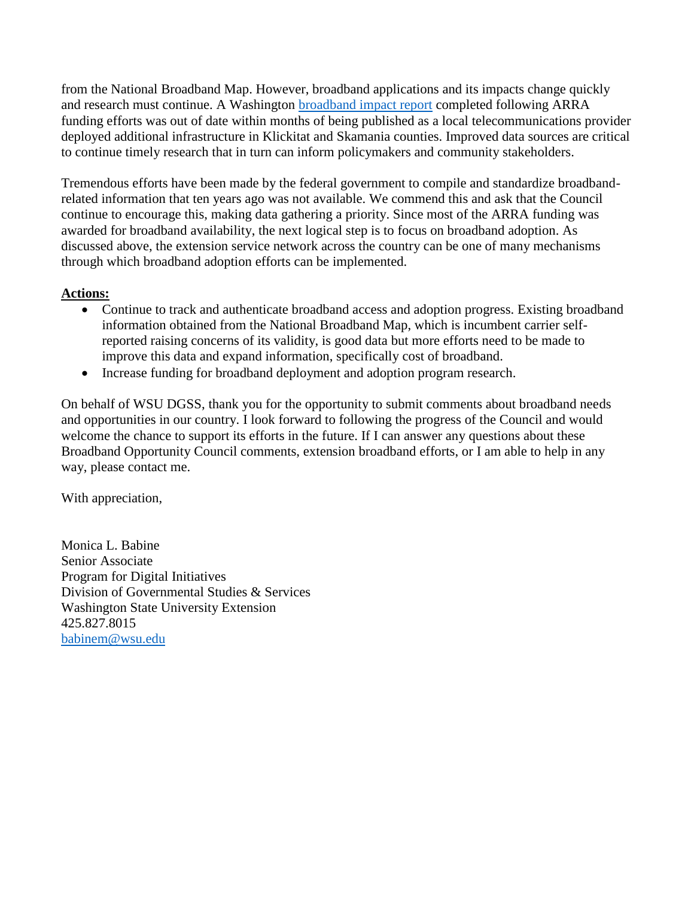from the National Broadband Map. However, broadband applications and its impacts change quickly and research must continue. A Washington broadband impact report completed following ARRA funding efforts was out of date within months of being published as a local telecommunications provider deployed additional infrastructure in Klickitat and Skamania counties. Improved data sources are critical to continue timely research that in turn can inform policymakers and community stakeholders.

Tremendous efforts have been made by the federal government to compile and standardize broadband-related information that ten years ago was not available. We commend this and ask that the Council continue to encourage this, making data gathering a priority. Since most of the ARRA funding was awarded for broadband availability, the next logical step is to focus on broadband adoption. As discussed above, the extension service network across the country can be one of many mechanisms through which broadband adoption efforts can be implemented.

**Actions:**

- Continue to track and authenticate broadband access and adoption progress. Existing broadband information obtained from the National Broadband Map, which is incumbent carrier self-reported raising concerns of its validity, is good data but more efforts need to be made to improve this data and expand information, specifically cost of broadband.
- Increase funding for broadband deployment and adoption program research.

On behalf of WSU DGSS, thank you for the opportunity to submit comments about broadband needs and opportunities in our country. I look forward to following the progress of the Council and would welcome the chance to support its efforts in the future. If I can answer any questions about these Broadband Opportunity Council comments, extension broadband efforts, or I am able to help in any way, please contact me.

With appreciation,

Monica L. Babine
Senior Associate
Program for Digital Initiatives
Division of Governmental Studies & Services
Washington State University Extension
425.827.8015
babinem@wsu.edu